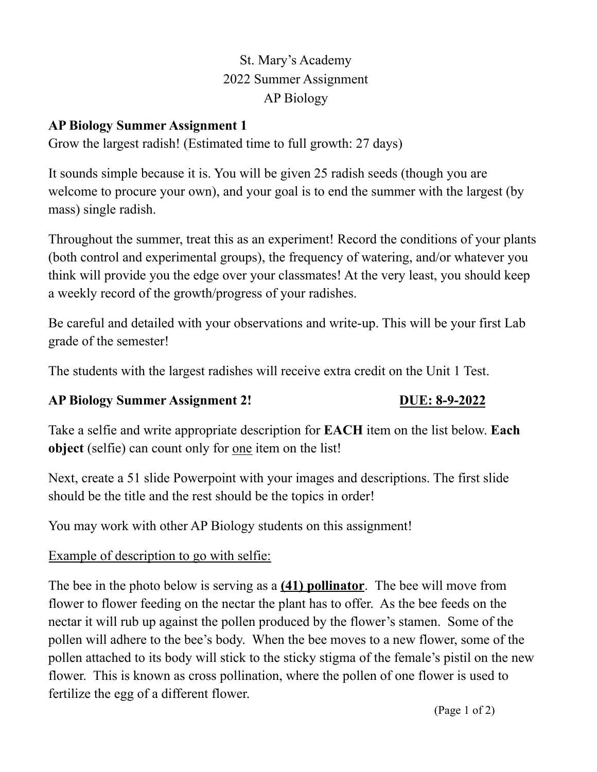St. Mary's Academy
2022 Summer Assignment
AP Biology

## AP Biology Summer Assignment 1

Grow the largest radish! (Estimated time to full growth: 27 days)

It sounds simple because it is. You will be given 25 radish seeds (though you are welcome to procure your own), and your goal is to end the summer with the largest (by mass) single radish.

Throughout the summer, treat this as an experiment! Record the conditions of your plants (both control and experimental groups), the frequency of watering, and/or whatever you think will provide you the edge over your classmates! At the very least, you should keep a weekly record of the growth/progress of your radishes.

Be careful and detailed with your observations and write-up. This will be your first Lab grade of the semester!

The students with the largest radishes will receive extra credit on the Unit 1 Test.

## AP Biology Summer Assignment 2! — <u>DUE: 8-9-2022</u>

Take a selfie and write appropriate description for **EACH** item on the list below. **Each object** (selfie) can count only for <u>one</u> item on the list!

Next, create a 51 slide Powerpoint with your images and descriptions. The first slide should be the title and the rest should be the topics in order!

You may work with other AP Biology students on this assignment!

<u>Example of description to go with selfie:</u>

The bee in the photo below is serving as a **<u>(41) pollinator</u>**. The bee will move from flower to flower feeding on the nectar the plant has to offer. As the bee feeds on the nectar it will rub up against the pollen produced by the flower's stamen. Some of the pollen will adhere to the bee's body. When the bee moves to a new flower, some of the pollen attached to its body will stick to the sticky stigma of the female's pistil on the new flower. This is known as cross pollination, where the pollen of one flower is used to fertilize the egg of a different flower.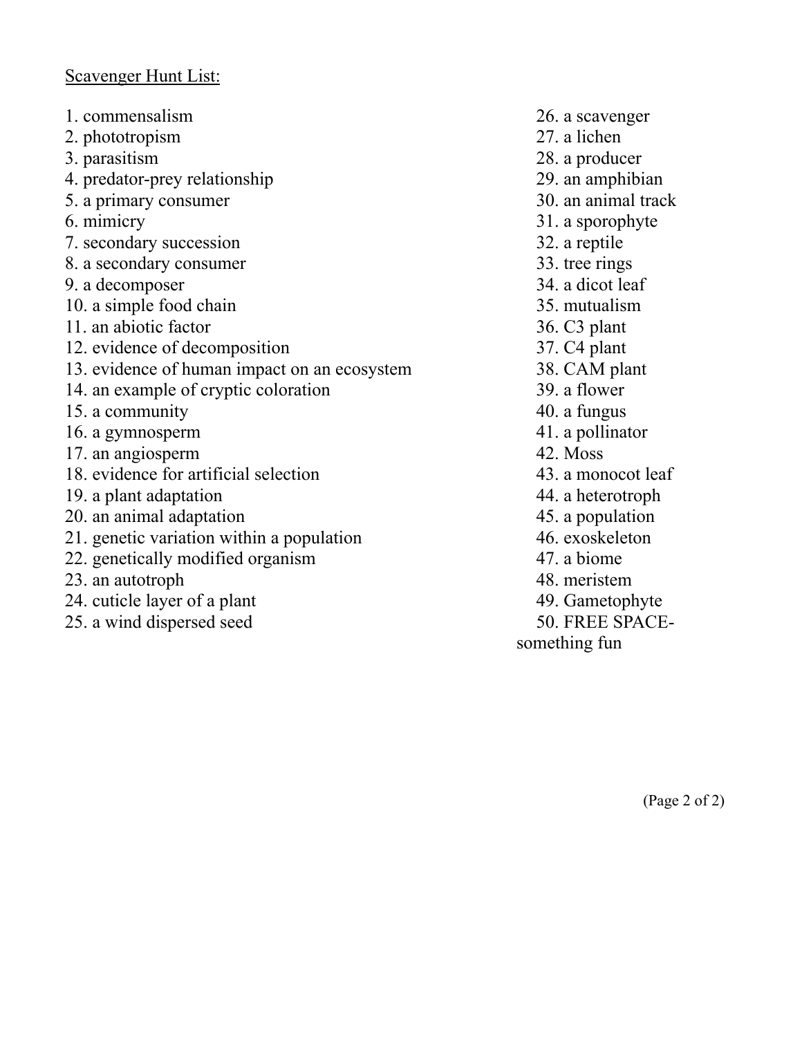Scavenger Hunt List:

1. commensalism
2. phototropism
3. parasitism
4. predator-prey relationship
5. a primary consumer
6. mimicry
7. secondary succession
8. a secondary consumer
9. a decomposer
10. a simple food chain
11. an abiotic factor
12. evidence of decomposition
13. evidence of human impact on an ecosystem
14. an example of cryptic coloration
15. a community
16. a gymnosperm
17. an angiosperm
18. evidence for artificial selection
19. a plant adaptation
20. an animal adaptation
21. genetic variation within a population
22. genetically modified organism
23. an autotroph
24. cuticle layer of a plant
25. a wind dispersed seed
26. a scavenger
27. a lichen
28. a producer
29. an amphibian
30. an animal track
31. a sporophyte
32. a reptile
33. tree rings
34. a dicot leaf
35. mutualism
36. C3 plant
37. C4 plant
38. CAM plant
39. a flower
40. a fungus
41. a pollinator
42. Moss
43. a monocot leaf
44. a heterotroph
45. a population
46. exoskeleton
47. a biome
48. meristem
49. Gametophyte
50. FREE SPACE- something fun